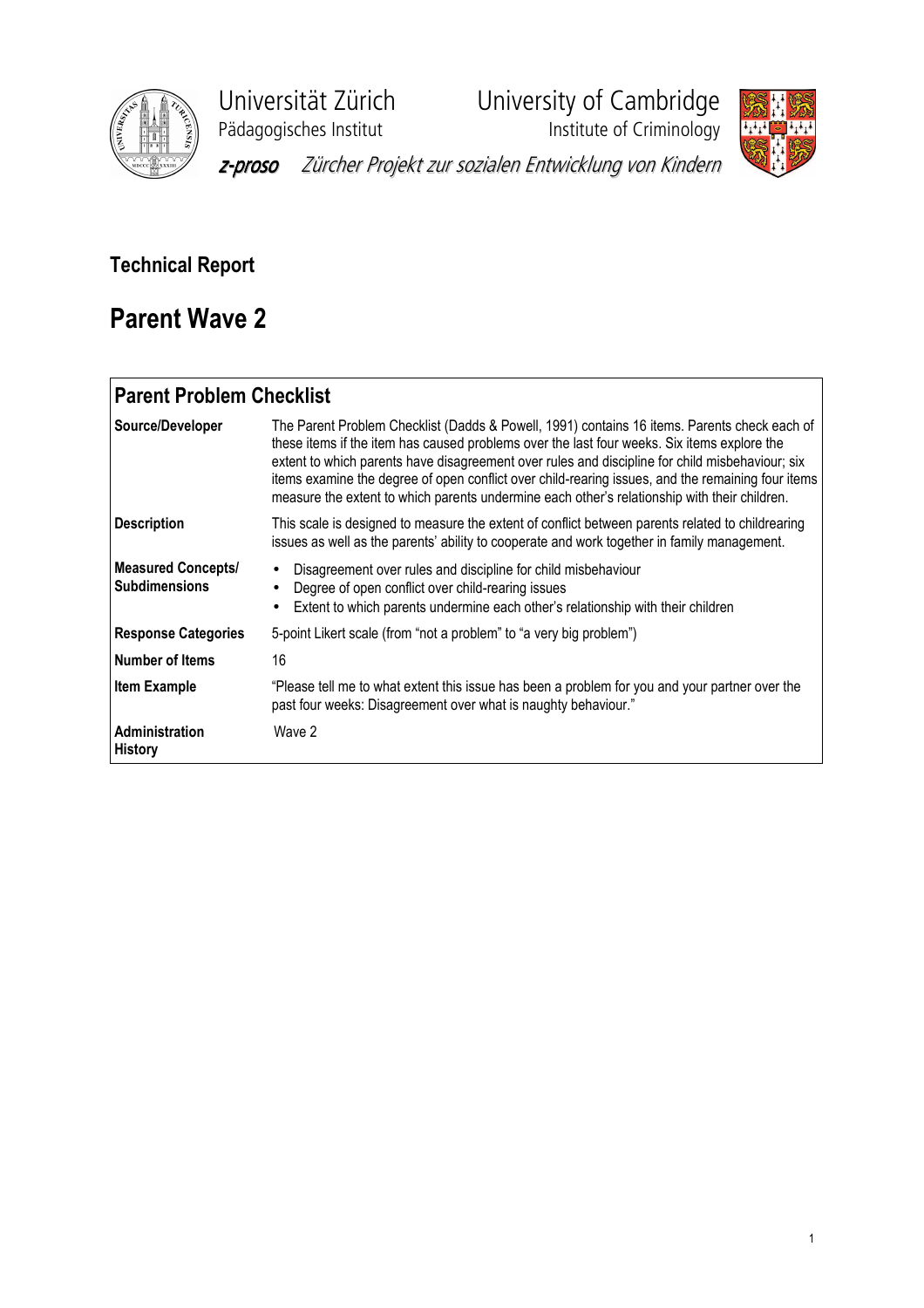Universität Zürich
Pädagogisches Institut

University of Cambridge
Institute of Criminology

*z-proso Zürcher Projekt zur sozialen Entwicklung von Kindern*

**Technical Report**

# Parent Wave 2

| **Parent Problem Checklist** | |
|---|---|
| **Source/Developer** | The Parent Problem Checklist (Dadds & Powell, 1991) contains 16 items. Parents check each of these items if the item has caused problems over the last four weeks. Six items explore the extent to which parents have disagreement over rules and discipline for child misbehaviour; six items examine the degree of open conflict over child-rearing issues, and the remaining four items measure the extent to which parents undermine each other's relationship with their children. |
| **Description** | This scale is designed to measure the extent of conflict between parents related to childrearing issues as well as the parents' ability to cooperate and work together in family management. |
| **Measured Concepts/ Subdimensions** | • Disagreement over rules and discipline for child misbehaviour<br>• Degree of open conflict over child-rearing issues<br>• Extent to which parents undermine each other's relationship with their children |
| **Response Categories** | 5-point Likert scale (from "not a problem" to "a very big problem") |
| **Number of Items** | 16 |
| **Item Example** | "Please tell me to what extent this issue has been a problem for you and your partner over the past four weeks: Disagreement over what is naughty behaviour." |
| **Administration History** | Wave 2 |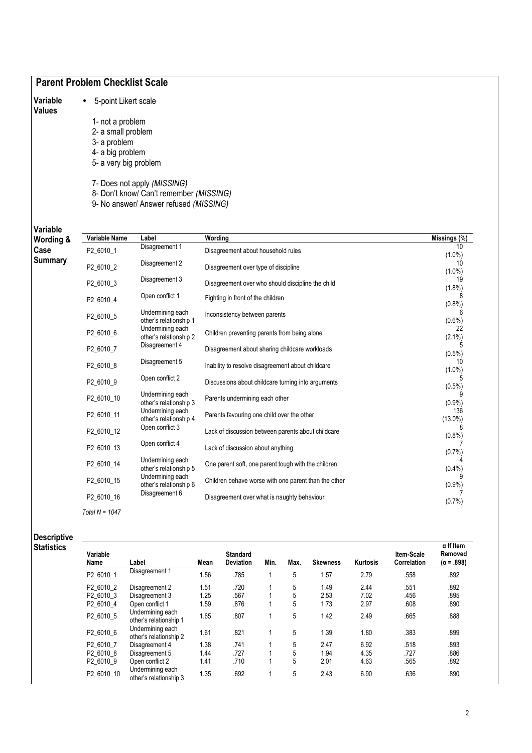## Parent Problem Checklist Scale

**Variable Values**

- 5-point Likert scale

1- not a problem
2- a small problem
3- a problem
4- a big problem
5- a very big problem

7- Does not apply *(MISSING)*
8- Don't know/ Can't remember *(MISSING)*
9- No answer/ Answer refused *(MISSING)*

**Variable Wording & Case Summary**

| Variable Name | Label | Wording | Missings (%) |
|---|---|---|---|
| P2_6010_1 | Disagreement 1 | Disagreement about household rules | 10 (1.0%) |
| P2_6010_2 | Disagreement 2 | Disagreement over type of discipline | 10 (1.0%) |
| P2_6010_3 | Disagreement 3 | Disagreement over who should discipline the child | 19 (1.8%) |
| P2_6010_4 | Open conflict 1 | Fighting in front of the children | 8 (0.8%) |
| P2_6010_5 | Undermining each other's relationship 1 | Inconsistency between parents | 6 (0.6%) |
| P2_6010_6 | Undermining each other's relationship 2 | Children preventing parents from being alone | 22 (2.1%) |
| P2_6010_7 | Disagreement 4 | Disagreement about sharing childcare workloads | 5 (0.5%) |
| P2_6010_8 | Disagreement 5 | Inability to resolve disagreement about childcare | 10 (1.0%) |
| P2_6010_9 | Open conflict 2 | Discussions about childcare turning into arguments | 5 (0.5%) |
| P2_6010_10 | Undermining each other's relationship 3 | Parents undermining each other | 9 (0.9%) |
| P2_6010_11 | Undermining each other's relationship 4 | Parents favouring one child over the other | 136 (13.0%) |
| P2_6010_12 | Open conflict 3 | Lack of discussion between parents about childcare | 8 (0.8%) |
| P2_6010_13 | Open conflict 4 | Lack of discussion about anything | 7 (0.7%) |
| P2_6010_14 | Undermining each other's relationship 5 | One parent soft, one parent tough with the children | 4 (0.4%) |
| P2_6010_15 | Undermining each other's relationship 6 | Children behave worse with one parent than the other | 9 (0.9%) |
| P2_6010_16 | Disagreement 6 | Disagreement over what is naughty behaviour | 7 (0.7%) |

*Total N = 1047*

**Descriptive Statistics**

| Variable Name | Label | Mean | Standard Deviation | Min. | Max. | Skewness | Kurtosis | Item-Scale Correlation | α If Item Removed (α = .898) |
|---|---|---|---|---|---|---|---|---|---|
| P2_6010_1 | Disagreement 1 | 1.56 | .785 | 1 | 5 | 1.57 | 2.79 | .558 | .892 |
| P2_6010_2 | Disagreement 2 | 1.51 | .720 | 1 | 5 | 1.49 | 2.44 | .551 | .892 |
| P2_6010_3 | Disagreement 3 | 1.25 | .567 | 1 | 5 | 2.53 | 7.02 | .456 | .895 |
| P2_6010_4 | Open conflict 1 | 1.59 | .876 | 1 | 5 | 1.73 | 2.97 | .608 | .890 |
| P2_6010_5 | Undermining each other's relationship 1 | 1.65 | .807 | 1 | 5 | 1.42 | 2.49 | .665 | .888 |
| P2_6010_6 | Undermining each other's relationship 2 | 1.61 | .821 | 1 | 5 | 1.39 | 1.80 | .383 | .899 |
| P2_6010_7 | Disagreement 4 | 1.38 | .741 | 1 | 5 | 2.47 | 6.92 | .518 | .893 |
| P2_6010_8 | Disagreement 5 | 1.44 | .727 | 1 | 5 | 1.94 | 4.35 | .727 | .886 |
| P2_6010_9 | Open conflict 2 | 1.41 | .710 | 1 | 5 | 2.01 | 4.63 | .565 | .892 |
| P2_6010_10 | Undermining each other's relationship 3 | 1.35 | .692 | 1 | 5 | 2.43 | 6.90 | .636 | .890 |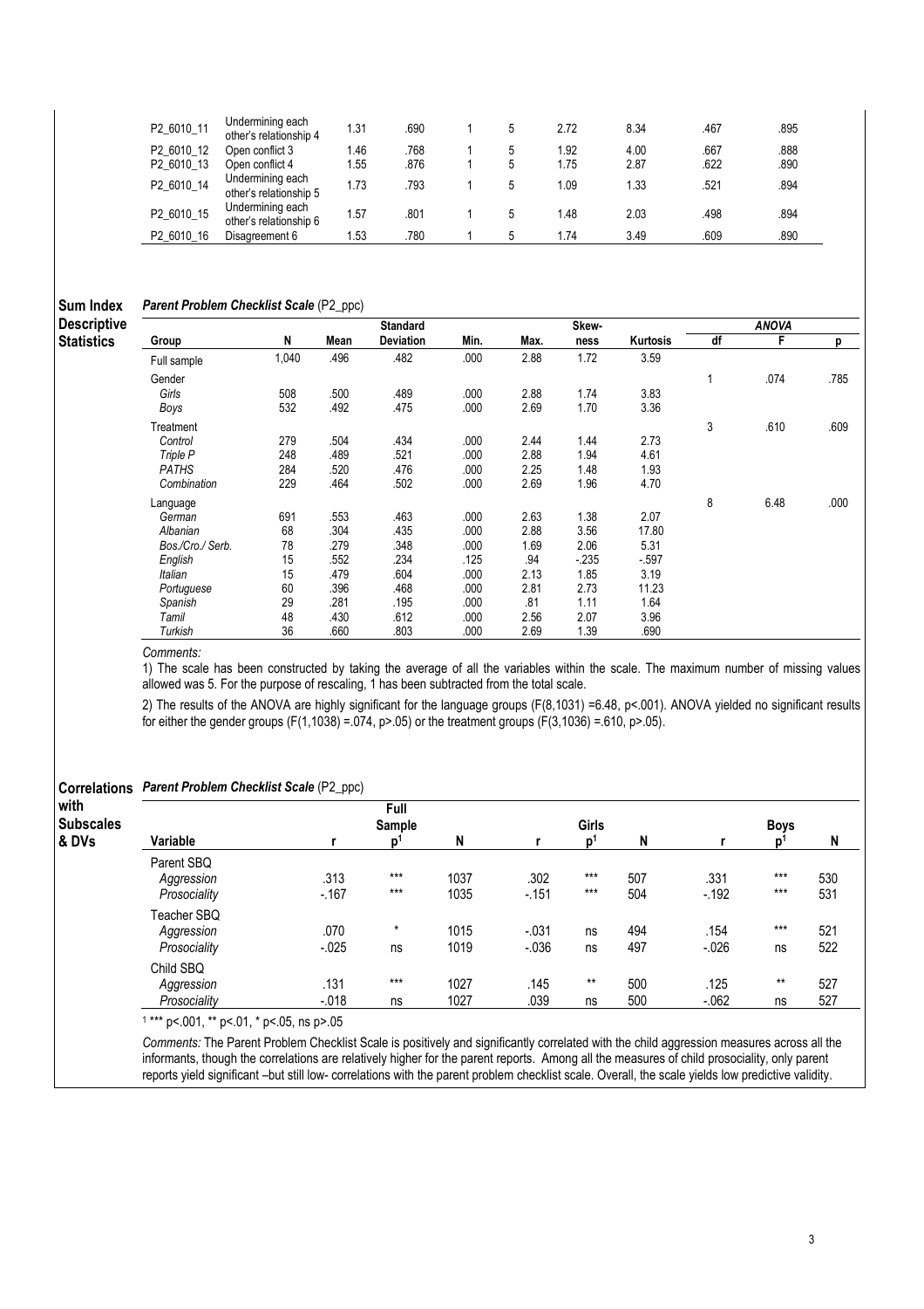| | | | | | | | | | |
|---|---|---|---|---|---|---|---|---|---|
| P2_6010_11 | Undermining each other's relationship 4 | 1.31 | .690 | 1 | 5 | 2.72 | 8.34 | .467 | .895 |
| P2_6010_12 | Open conflict 3 | 1.46 | .768 | 1 | 5 | 1.92 | 4.00 | .667 | .888 |
| P2_6010_13 | Open conflict 4 | 1.55 | .876 | 1 | 5 | 1.75 | 2.87 | .622 | .890 |
| P2_6010_14 | Undermining each other's relationship 5 | 1.73 | .793 | 1 | 5 | 1.09 | 1.33 | .521 | .894 |
| P2_6010_15 | Undermining each other's relationship 6 | 1.57 | .801 | 1 | 5 | 1.48 | 2.03 | .498 | .894 |
| P2_6010_16 | Disagreement 6 | 1.53 | .780 | 1 | 5 | 1.74 | 3.49 | .609 | .890 |

## Sum Index Descriptive Statistics

***Parent Problem Checklist Scale*** (P2_ppc)

| Group | N | Mean | Standard Deviation | Min. | Max. | Skew-ness | Kurtosis | ANOVA df | ANOVA F | ANOVA p |
|---|---|---|---|---|---|---|---|---|---|---|
| Full sample | 1,040 | .496 | .482 | .000 | 2.88 | 1.72 | 3.59 | | | |
| Gender | | | | | | | | 1 | .074 | .785 |
| *Girls* | 508 | .500 | .489 | .000 | 2.88 | 1.74 | 3.83 | | | |
| *Boys* | 532 | .492 | .475 | .000 | 2.69 | 1.70 | 3.36 | | | |
| Treatment | | | | | | | | 3 | .610 | .609 |
| *Control* | 279 | .504 | .434 | .000 | 2.44 | 1.44 | 2.73 | | | |
| *Triple P* | 248 | .489 | .521 | .000 | 2.88 | 1.94 | 4.61 | | | |
| *PATHS* | 284 | .520 | .476 | .000 | 2.25 | 1.48 | 1.93 | | | |
| *Combination* | 229 | .464 | .502 | .000 | 2.69 | 1.96 | 4.70 | | | |
| Language | | | | | | | | 8 | 6.48 | .000 |
| *German* | 691 | .553 | .463 | .000 | 2.63 | 1.38 | 2.07 | | | |
| *Albanian* | 68 | .304 | .435 | .000 | 2.88 | 3.56 | 17.80 | | | |
| *Bos./Cro./ Serb.* | 78 | .279 | .348 | .000 | 1.69 | 2.06 | 5.31 | | | |
| *English* | 15 | .552 | .234 | .125 | .94 | -.235 | -.597 | | | |
| *Italian* | 15 | .479 | .604 | .000 | 2.13 | 1.85 | 3.19 | | | |
| *Portuguese* | 60 | .396 | .468 | .000 | 2.81 | 2.73 | 11.23 | | | |
| *Spanish* | 29 | .281 | .195 | .000 | .81 | 1.11 | 1.64 | | | |
| *Tamil* | 48 | .430 | .612 | .000 | 2.56 | 2.07 | 3.96 | | | |
| *Turkish* | 36 | .660 | .803 | .000 | 2.69 | 1.39 | .690 | | | |

*Comments:*

1) The scale has been constructed by taking the average of all the variables within the scale. The maximum number of missing values allowed was 5. For the purpose of rescaling, 1 has been subtracted from the total scale.

2) The results of the ANOVA are highly significant for the language groups ($F(8,1031) = 6.48$, $p<.001$). ANOVA yielded no significant results for either the gender groups ($F(1,1038) = .074$, $p>.05$) or the treatment groups ($F(3,1036) = .610$, $p>.05$).

## Correlations with Subscales & DVs

***Parent Problem Checklist Scale*** (P2_ppc)

| Variable | Full Sample r | Full Sample p[1] | Full Sample N | Girls r | Girls p[1] | Girls N | Boys r | Boys p[1] | Boys N |
|---|---|---|---|---|---|---|---|---|---|
| Parent SBQ | | | | | | | | | |
| *Aggression* | .313 | *** | 1037 | .302 | *** | 507 | .331 | *** | 530 |
| *Prosociality* | -.167 | *** | 1035 | -.151 | *** | 504 | -.192 | *** | 531 |
| Teacher SBQ | | | | | | | | | |
| *Aggression* | .070 | * | 1015 | -.031 | ns | 494 | .154 | *** | 521 |
| *Prosociality* | -.025 | ns | 1019 | -.036 | ns | 497 | -.026 | ns | 522 |
| Child SBQ | | | | | | | | | |
| *Aggression* | .131 | *** | 1027 | .145 | ** | 500 | .125 | ** | 527 |
| *Prosociality* | -.018 | ns | 1027 | .039 | ns | 500 | -.062 | ns | 527 |

[1] *** p<.001, ** p<.01, * p<.05, ns p>.05

*Comments:* The Parent Problem Checklist Scale is positively and significantly correlated with the child aggression measures across all the informants, though the correlations are relatively higher for the parent reports. Among all the measures of child prosociality, only parent reports yield significant –but still low- correlations with the parent problem checklist scale. Overall, the scale yields low predictive validity.